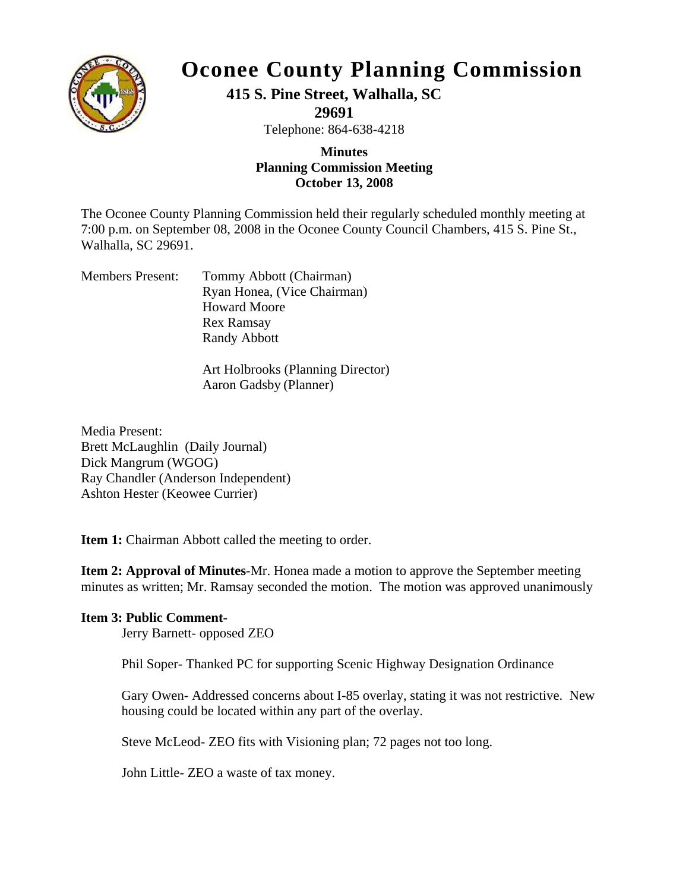# Oconee County Planning Commission

**415 S. Pine Street, Walhalla, SC 29691**

Telephone: 864-638-4218

**Minutes**
**Planning Commission Meeting**
**October 13, 2008**

The Oconee County Planning Commission held their regularly scheduled monthly meeting at 7:00 p.m. on September 08, 2008 in the Oconee County Council Chambers, 415 S. Pine St., Walhalla, SC 29691.

Members Present:
- Tommy Abbott (Chairman)
- Ryan Honea, (Vice Chairman)
- Howard Moore
- Rex Ramsay
- Randy Abbott

- Art Holbrooks (Planning Director)
- Aaron Gadsby (Planner)

Media Present:
Brett McLaughlin (Daily Journal)
Dick Mangrum (WGOG)
Ray Chandler (Anderson Independent)
Ashton Hester (Keowee Currier)

**Item 1:** Chairman Abbott called the meeting to order.

**Item 2: Approval of Minutes**-Mr. Honea made a motion to approve the September meeting minutes as written; Mr. Ramsay seconded the motion. The motion was approved unanimously

**Item 3: Public Comment-**

Jerry Barnett- opposed ZEO

Phil Soper- Thanked PC for supporting Scenic Highway Designation Ordinance

Gary Owen- Addressed concerns about I-85 overlay, stating it was not restrictive. New housing could be located within any part of the overlay.

Steve McLeod- ZEO fits with Visioning plan; 72 pages not too long.

John Little- ZEO a waste of tax money.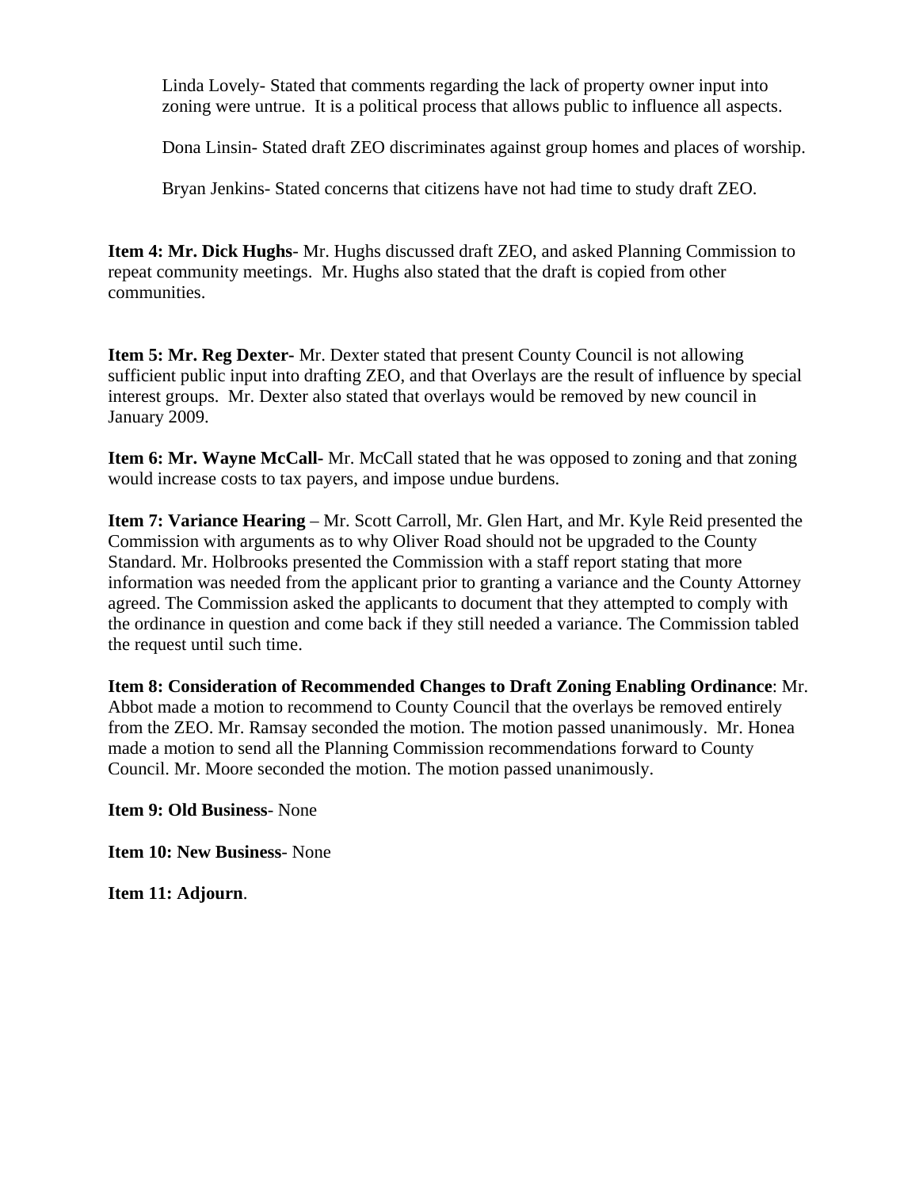Linda Lovely- Stated that comments regarding the lack of property owner input into zoning were untrue.  It is a political process that allows public to influence all aspects.

Dona Linsin- Stated draft ZEO discriminates against group homes and places of worship.

Bryan Jenkins- Stated concerns that citizens have not had time to study draft ZEO.

**Item 4: Mr. Dick Hughs**- Mr. Hughs discussed draft ZEO, and asked Planning Commission to repeat community meetings.  Mr. Hughs also stated that the draft is copied from other communities.

**Item 5: Mr. Reg Dexter-** Mr. Dexter stated that present County Council is not allowing sufficient public input into drafting ZEO, and that Overlays are the result of influence by special interest groups.  Mr. Dexter also stated that overlays would be removed by new council in January 2009.

**Item 6: Mr. Wayne McCall-** Mr. McCall stated that he was opposed to zoning and that zoning would increase costs to tax payers, and impose undue burdens.

**Item 7: Variance Hearing** – Mr. Scott Carroll, Mr. Glen Hart, and Mr. Kyle Reid presented the Commission with arguments as to why Oliver Road should not be upgraded to the County Standard. Mr. Holbrooks presented the Commission with a staff report stating that more information was needed from the applicant prior to granting a variance and the County Attorney agreed. The Commission asked the applicants to document that they attempted to comply with the ordinance in question and come back if they still needed a variance. The Commission tabled the request until such time.

**Item 8: Consideration of Recommended Changes to Draft Zoning Enabling Ordinance**: Mr. Abbot made a motion to recommend to County Council that the overlays be removed entirely from the ZEO. Mr. Ramsay seconded the motion. The motion passed unanimously.  Mr. Honea made a motion to send all the Planning Commission recommendations forward to County Council. Mr. Moore seconded the motion. The motion passed unanimously.

**Item 9: Old Business**- None

**Item 10: New Business**- None

**Item 11: Adjourn**.